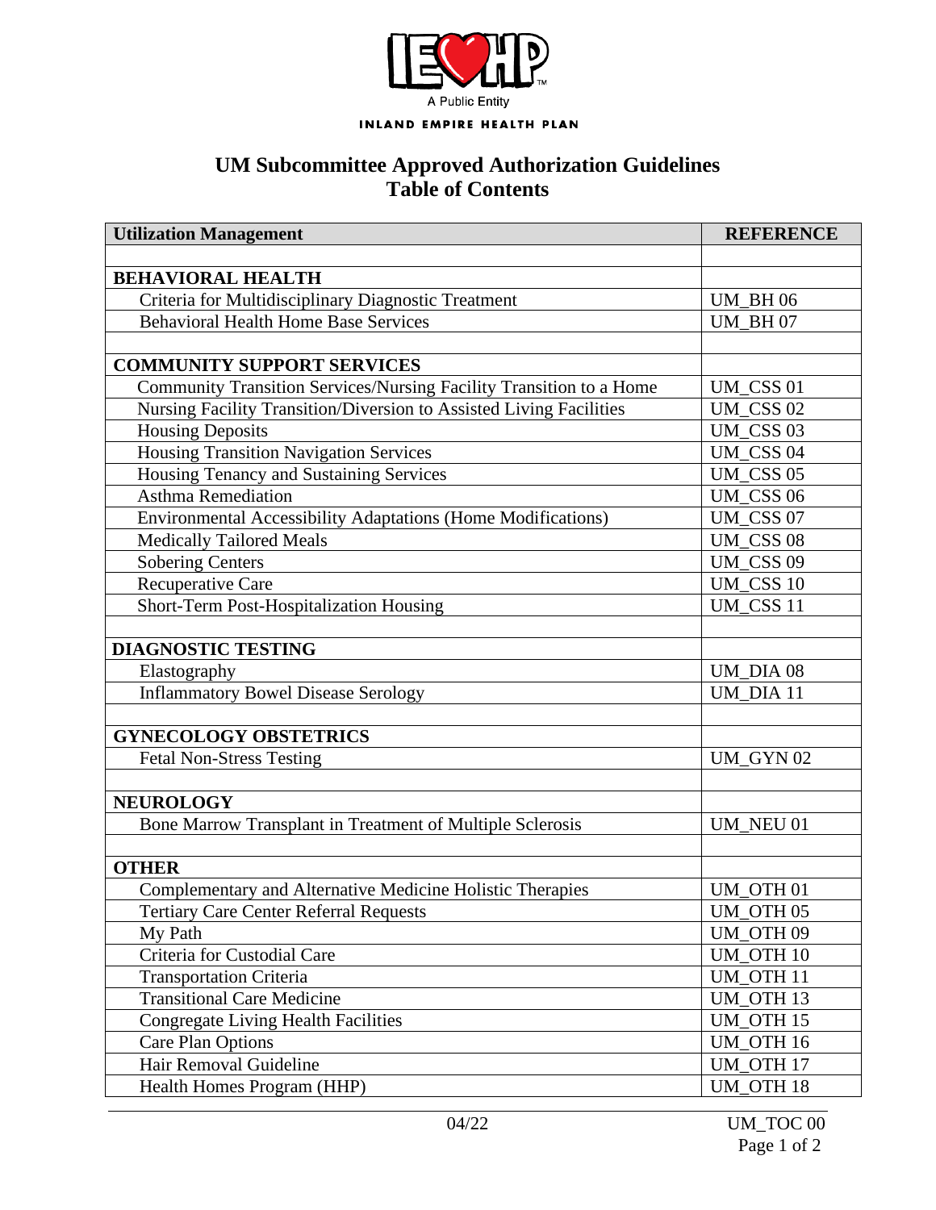A Public Entity

INLAND EMPIRE HEALTH PLAN

# UM Subcommittee Approved Authorization Guidelines
# Table of Contents

| Utilization Management | REFERENCE |
|---|---|
| | |
| **BEHAVIORAL HEALTH** | |
| Criteria for Multidisciplinary Diagnostic Treatment | UM_BH 06 |
| Behavioral Health Home Base Services | UM_BH 07 |
| | |
| **COMMUNITY SUPPORT SERVICES** | |
| Community Transition Services/Nursing Facility Transition to a Home | UM_CSS 01 |
| Nursing Facility Transition/Diversion to Assisted Living Facilities | UM_CSS 02 |
| Housing Deposits | UM_CSS 03 |
| Housing Transition Navigation Services | UM_CSS 04 |
| Housing Tenancy and Sustaining Services | UM_CSS 05 |
| Asthma Remediation | UM_CSS 06 |
| Environmental Accessibility Adaptations (Home Modifications) | UM_CSS 07 |
| Medically Tailored Meals | UM_CSS 08 |
| Sobering Centers | UM_CSS 09 |
| Recuperative Care | UM_CSS 10 |
| Short-Term Post-Hospitalization Housing | UM_CSS 11 |
| | |
| **DIAGNOSTIC TESTING** | |
| Elastography | UM_DIA 08 |
| Inflammatory Bowel Disease Serology | UM_DIA 11 |
| | |
| **GYNECOLOGY OBSTETRICS** | |
| Fetal Non-Stress Testing | UM_GYN 02 |
| | |
| **NEUROLOGY** | |
| Bone Marrow Transplant in Treatment of Multiple Sclerosis | UM_NEU 01 |
| | |
| **OTHER** | |
| Complementary and Alternative Medicine Holistic Therapies | UM_OTH 01 |
| Tertiary Care Center Referral Requests | UM_OTH 05 |
| My Path | UM_OTH 09 |
| Criteria for Custodial Care | UM_OTH 10 |
| Transportation Criteria | UM_OTH 11 |
| Transitional Care Medicine | UM_OTH 13 |
| Congregate Living Health Facilities | UM_OTH 15 |
| Care Plan Options | UM_OTH 16 |
| Hair Removal Guideline | UM_OTH 17 |
| Health Homes Program (HHP) | UM_OTH 18 |

04/22 UM_TOC 00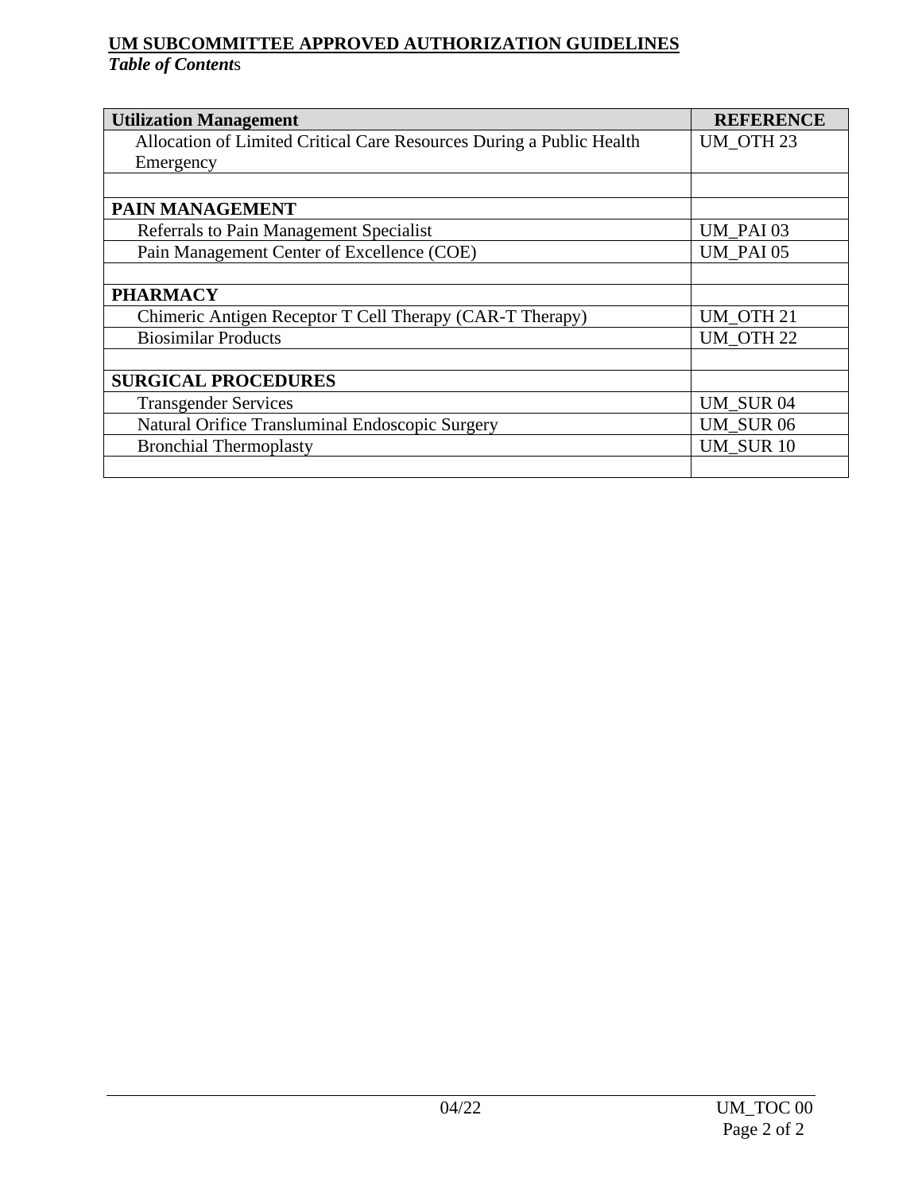**UM SUBCOMMITTEE APPROVED AUTHORIZATION GUIDELINES**

***Table of Contents***

| **Utilization Management** | **REFERENCE** |
|---|---|
| Allocation of Limited Critical Care Resources During a Public Health Emergency | UM_OTH 23 |
| | |
| **PAIN MANAGEMENT** | |
| Referrals to Pain Management Specialist | UM_PAI 03 |
| Pain Management Center of Excellence (COE) | UM_PAI 05 |
| | |
| **PHARMACY** | |
| Chimeric Antigen Receptor T Cell Therapy (CAR-T Therapy) | UM_OTH 21 |
| Biosimilar Products | UM_OTH 22 |
| | |
| **SURGICAL PROCEDURES** | |
| Transgender Services | UM_SUR 04 |
| Natural Orifice Transluminal Endoscopic Surgery | UM_SUR 06 |
| Bronchial Thermoplasty | UM_SUR 10 |
| | |